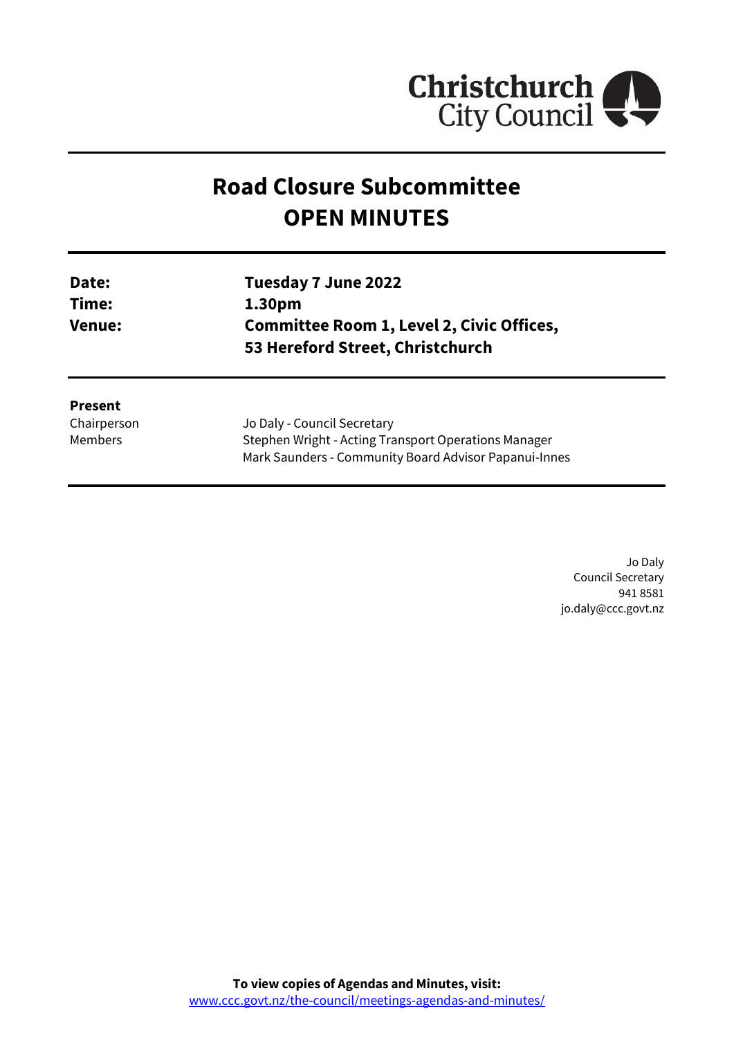Christchurch City Council

# Road Closure Subcommittee
# OPEN MINUTES

| | |
|---|---|
| **Date:** | **Tuesday 7 June 2022** |
| **Time:** | **1.30pm** |
| **Venue:** | **Committee Room 1, Level 2, Civic Offices, 53 Hereford Street, Christchurch** |

**Present**

| | |
|---|---|
| Chairperson | Jo Daly - Council Secretary |
| Members | Stephen Wright - Acting Transport Operations Manager |
| | Mark Saunders - Community Board Advisor Papanui-Innes |

Jo Daly
Council Secretary
941 8581
jo.daly@ccc.govt.nz

**To view copies of Agendas and Minutes, visit:**
www.ccc.govt.nz/the-council/meetings-agendas-and-minutes/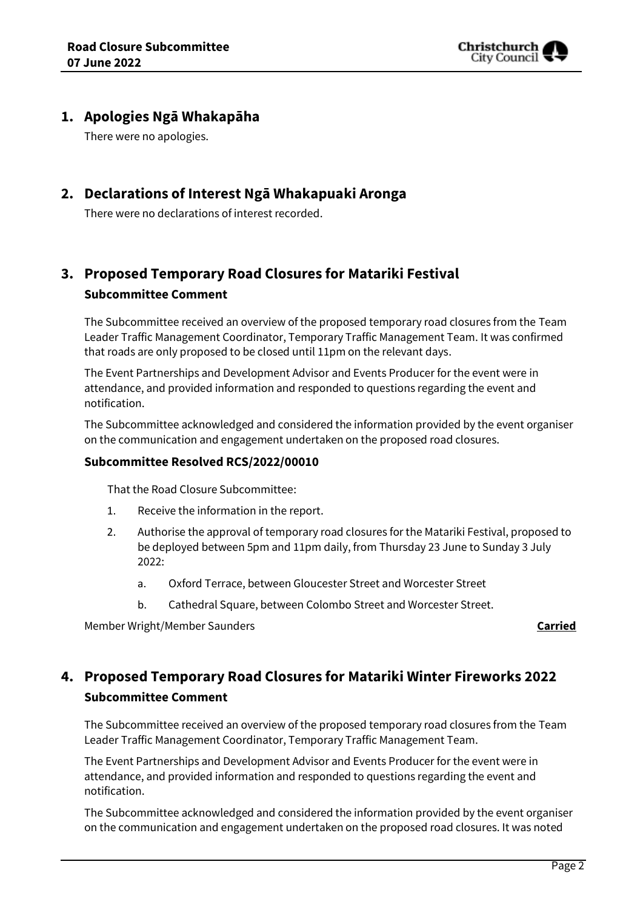## 1. Apologies Ngā Whakapāha

There were no apologies.

## 2. Declarations of Interest Ngā Whakapuaki Aronga

There were no declarations of interest recorded.

## 3. Proposed Temporary Road Closures for Matariki Festival

### Subcommittee Comment

The Subcommittee received an overview of the proposed temporary road closures from the Team Leader Traffic Management Coordinator, Temporary Traffic Management Team. It was confirmed that roads are only proposed to be closed until 11pm on the relevant days.

The Event Partnerships and Development Advisor and Events Producer for the event were in attendance, and provided information and responded to questions regarding the event and notification.

The Subcommittee acknowledged and considered the information provided by the event organiser on the communication and engagement undertaken on the proposed road closures.

### Subcommittee Resolved RCS/2022/00010

That the Road Closure Subcommittee:

1. Receive the information in the report.
2. Authorise the approval of temporary road closures for the Matariki Festival, proposed to be deployed between 5pm and 11pm daily, from Thursday 23 June to Sunday 3 July 2022:
   a. Oxford Terrace, between Gloucester Street and Worcester Street
   b. Cathedral Square, between Colombo Street and Worcester Street.

Member Wright/Member Saunders **Carried**

## 4. Proposed Temporary Road Closures for Matariki Winter Fireworks 2022

### Subcommittee Comment

The Subcommittee received an overview of the proposed temporary road closures from the Team Leader Traffic Management Coordinator, Temporary Traffic Management Team.

The Event Partnerships and Development Advisor and Events Producer for the event were in attendance, and provided information and responded to questions regarding the event and notification.

The Subcommittee acknowledged and considered the information provided by the event organiser on the communication and engagement undertaken on the proposed road closures. It was noted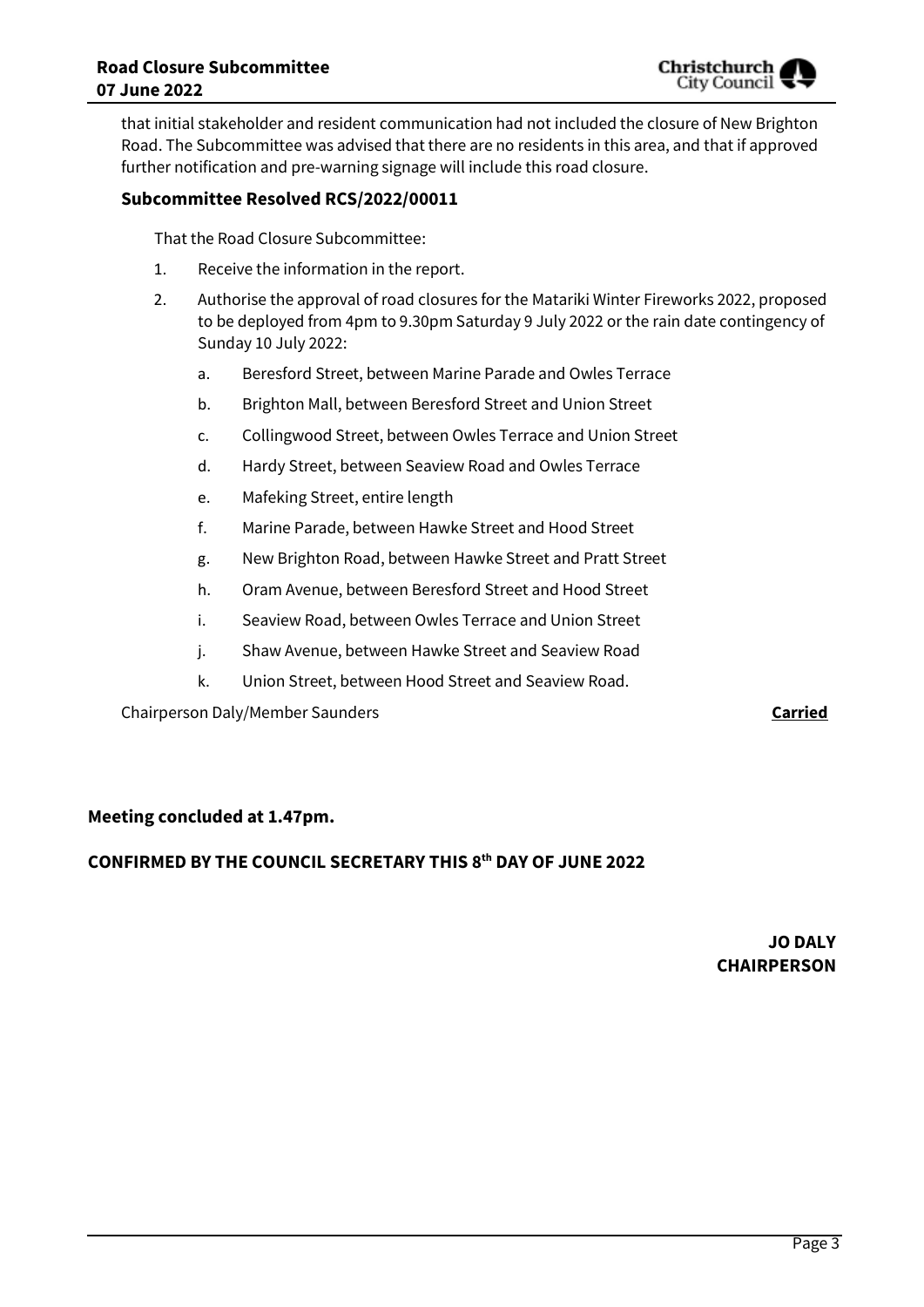that initial stakeholder and resident communication had not included the closure of New Brighton Road. The Subcommittee was advised that there are no residents in this area, and that if approved further notification and pre-warning signage will include this road closure.

### Subcommittee Resolved RCS/2022/00011

That the Road Closure Subcommittee:

1. Receive the information in the report.
2. Authorise the approval of road closures for the Matariki Winter Fireworks 2022, proposed to be deployed from 4pm to 9.30pm Saturday 9 July 2022 or the rain date contingency of Sunday 10 July 2022:
   a. Beresford Street, between Marine Parade and Owles Terrace
   b. Brighton Mall, between Beresford Street and Union Street
   c. Collingwood Street, between Owles Terrace and Union Street
   d. Hardy Street, between Seaview Road and Owles Terrace
   e. Mafeking Street, entire length
   f. Marine Parade, between Hawke Street and Hood Street
   g. New Brighton Road, between Hawke Street and Pratt Street
   h. Oram Avenue, between Beresford Street and Hood Street
   i. Seaview Road, between Owles Terrace and Union Street
   j. Shaw Avenue, between Hawke Street and Seaview Road
   k. Union Street, between Hood Street and Seaview Road.

Chairperson Daly/Member Saunders **Carried**

**Meeting concluded at 1.47pm.**

**CONFIRMED BY THE COUNCIL SECRETARY THIS 8th DAY OF JUNE 2022**

**JO DALY**
**CHAIRPERSON**